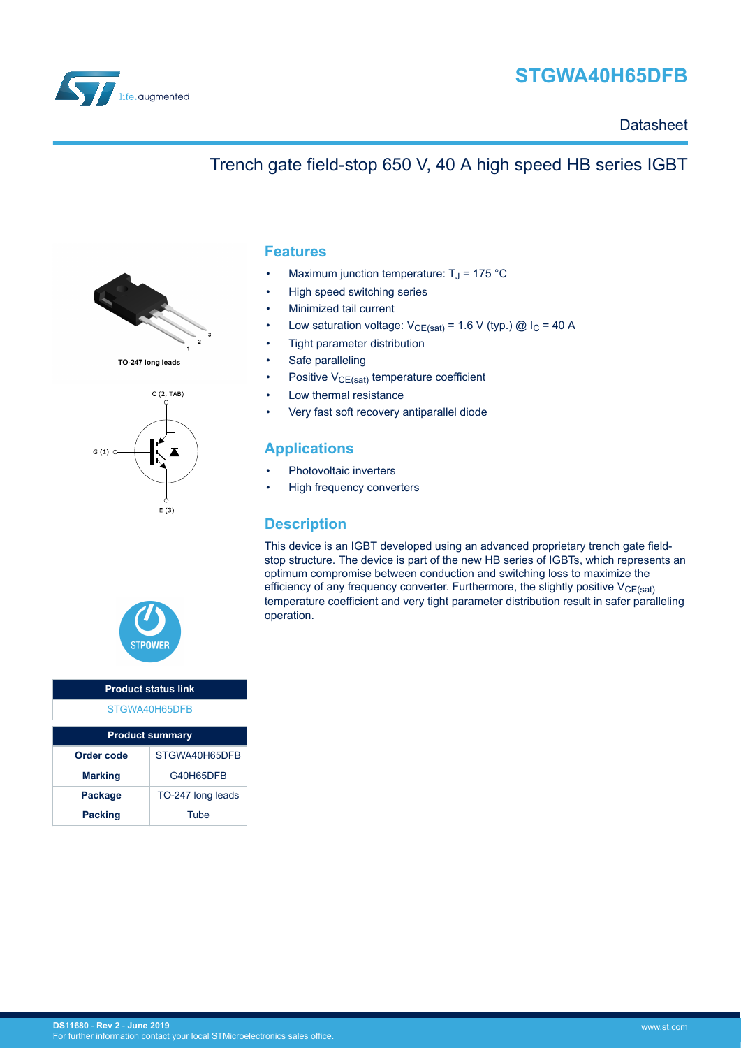# STGWA40H65DFB

Datasheet

## Trench gate field-stop 650 V, 40 A high speed HB series IGBT

TO-247 long leads

C (2, TAB)

G (1)

E (3)

## Features

- Maximum junction temperature: $T_J$ = 175 °C
- High speed switching series
- Minimized tail current
- Low saturation voltage: $V_{CE(sat)}$ = 1.6 V (typ.) @ $I_C$ = 40 A
- Tight parameter distribution
- Safe paralleling
- Positive $V_{CE(sat)}$ temperature coefficient
- Low thermal resistance
- Very fast soft recovery antiparallel diode

## Applications

- Photovoltaic inverters
- High frequency converters

## Description

This device is an IGBT developed using an advanced proprietary trench gate field-stop structure. The device is part of the new HB series of IGBTs, which represents an optimum compromise between conduction and switching loss to maximize the efficiency of any frequency converter. Furthermore, the slightly positive $V_{CE(sat)}$ temperature coefficient and very tight parameter distribution result in safer paralleling operation.

| Product status link |
| --- |
| STGWA40H65DFB |

| Product summary | |
| --- | --- |
| **Order code** | STGWA40H65DFB |
| **Marking** | G40H65DFB |
| **Package** | TO-247 long leads |
| **Packing** | Tube |

DS11680 - Rev 2 - June 2019
For further information contact your local STMicroelectronics sales office.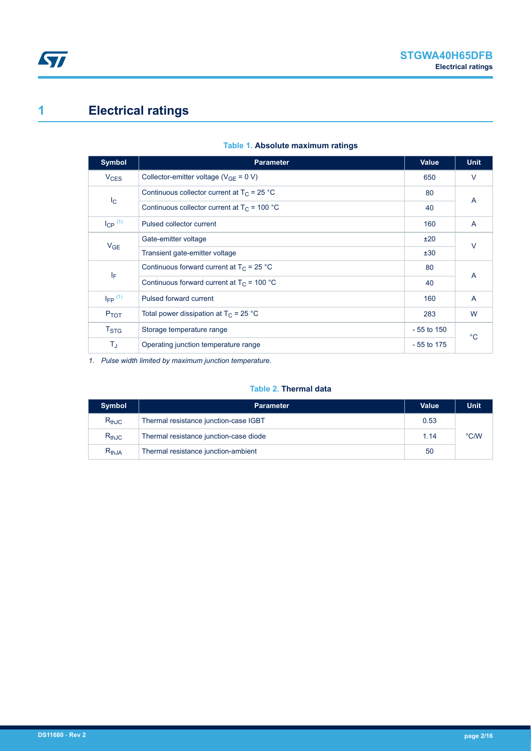# 1 Electrical ratings

**Table 1. Absolute maximum ratings**

| Symbol | Parameter | Value | Unit |
|---|---|---|---|
| $V_{CES}$ | Collector-emitter voltage ($V_{GE}$ = 0 V) | 650 | V |
| $I_C$ | Continuous collector current at $T_C$ = 25 °C | 80 | A |
| | Continuous collector current at $T_C$ = 100 °C | 40 | |
| $I_{CP}$ (1) | Pulsed collector current | 160 | A |
| $V_{GE}$ | Gate-emitter voltage | ±20 | V |
| | Transient gate-emitter voltage | ±30 | |
| $I_F$ | Continuous forward current at $T_C$ = 25 °C | 80 | A |
| | Continuous forward current at $T_C$ = 100 °C | 40 | |
| $I_{FP}$ (1) | Pulsed forward current | 160 | A |
| $P_{TOT}$ | Total power dissipation at $T_C$ = 25 °C | 283 | W |
| $T_{STG}$ | Storage temperature range | - 55 to 150 | °C |
| $T_J$ | Operating junction temperature range | - 55 to 175 | |

*1. Pulse width limited by maximum junction temperature.*

**Table 2. Thermal data**

| Symbol | Parameter | Value | Unit |
|---|---|---|---|
| $R_{thJC}$ | Thermal resistance junction-case IGBT | 0.53 | °C/W |
| $R_{thJC}$ | Thermal resistance junction-case diode | 1.14 | |
| $R_{thJA}$ | Thermal resistance junction-ambient | 50 | |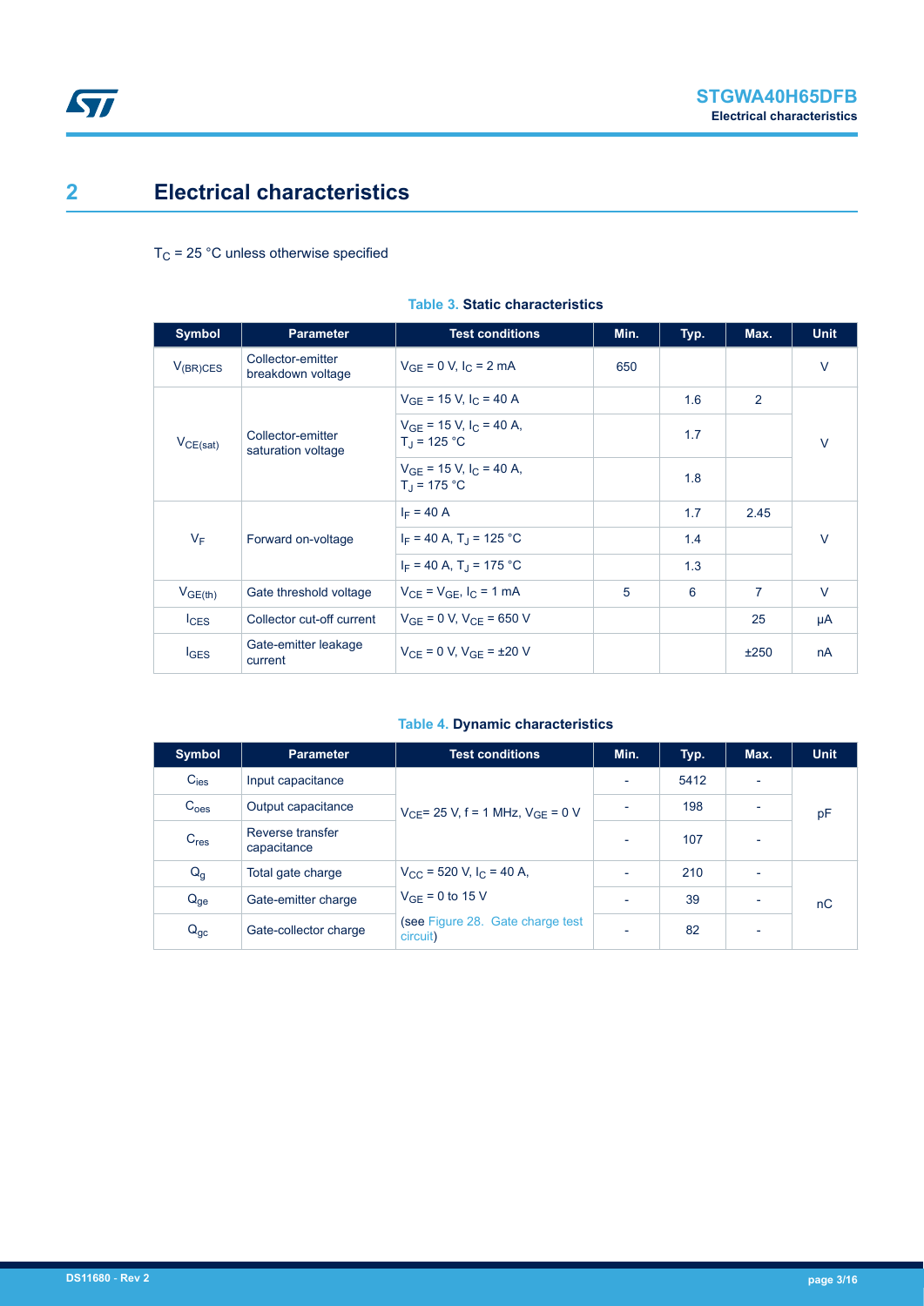# 2 Electrical characteristics

$T_C$ = 25 °C unless otherwise specified

**Table 3. Static characteristics**

| Symbol | Parameter | Test conditions | Min. | Typ. | Max. | Unit |
|---|---|---|---|---|---|---|
| $V_{(BR)CES}$ | Collector-emitter breakdown voltage | $V_{GE}$ = 0 V, $I_C$ = 2 mA | 650 | | | V |
| $V_{CE(sat)}$ | Collector-emitter saturation voltage | $V_{GE}$ = 15 V, $I_C$ = 40 A | | 1.6 | 2 | V |
| | | $V_{GE}$ = 15 V, $I_C$ = 40 A, $T_J$ = 125 °C | | 1.7 | | |
| | | $V_{GE}$ = 15 V, $I_C$ = 40 A, $T_J$ = 175 °C | | 1.8 | | |
| $V_F$ | Forward on-voltage | $I_F$ = 40 A | | 1.7 | 2.45 | V |
| | | $I_F$ = 40 A, $T_J$ = 125 °C | | 1.4 | | |
| | | $I_F$ = 40 A, $T_J$ = 175 °C | | 1.3 | | |
| $V_{GE(th)}$ | Gate threshold voltage | $V_{CE}$ = $V_{GE}$, $I_C$ = 1 mA | 5 | 6 | 7 | V |
| $I_{CES}$ | Collector cut-off current | $V_{GE}$ = 0 V, $V_{CE}$ = 650 V | | | 25 | µA |
| $I_{GES}$ | Gate-emitter leakage current | $V_{CE}$ = 0 V, $V_{GE}$ = ±20 V | | | ±250 | nA |

**Table 4. Dynamic characteristics**

| Symbol | Parameter | Test conditions | Min. | Typ. | Max. | Unit |
|---|---|---|---|---|---|---|
| $C_{ies}$ | Input capacitance | $V_{CE}$= 25 V, f = 1 MHz, $V_{GE}$ = 0 V | - | 5412 | - | pF |
| $C_{oes}$ | Output capacitance | | - | 198 | - | |
| $C_{res}$ | Reverse transfer capacitance | | - | 107 | - | |
| $Q_g$ | Total gate charge | $V_{CC}$ = 520 V, $I_C$ = 40 A, | - | 210 | - | nC |
| $Q_{ge}$ | Gate-emitter charge | $V_{GE}$ = 0 to 15 V | - | 39 | - | |
| $Q_{gc}$ | Gate-collector charge | (see Figure 28. Gate charge test circuit) | - | 82 | - | |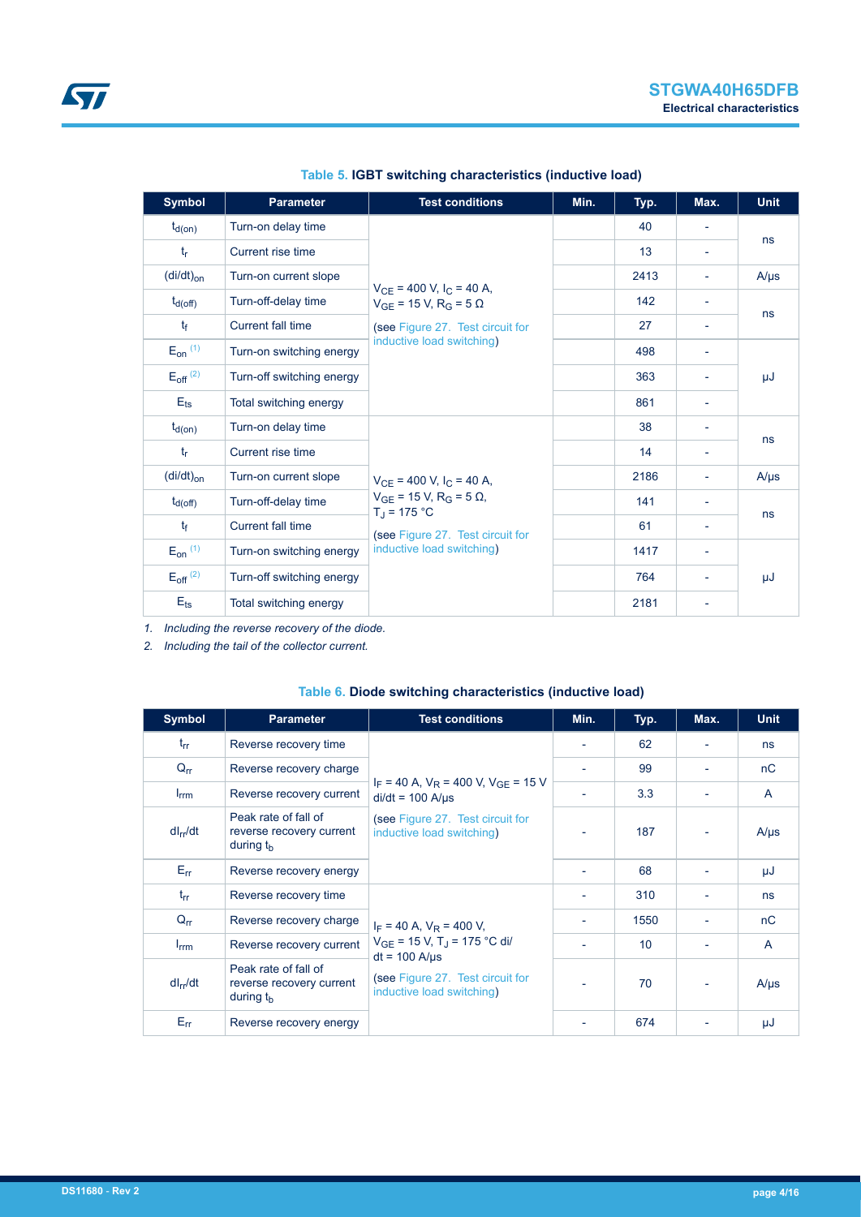Table 5. **IGBT switching characteristics (inductive load)**

| Symbol | Parameter | Test conditions | Min. | Typ. | Max. | Unit |
|---|---|---|---|---|---|---|
| $t_{d(on)}$ | Turn-on delay time | $V_{CE}$ = 400 V, $I_C$ = 40 A, $V_{GE}$ = 15 V, $R_G$ = 5 Ω (see Figure 27. Test circuit for inductive load switching) | | 40 | - | ns |
| $t_r$ | Current rise time | | | 13 | - | ns |
| $(di/dt)_{on}$ | Turn-on current slope | | | 2413 | - | A/μs |
| $t_{d(off)}$ | Turn-off-delay time | | | 142 | - | ns |
| $t_f$ | Current fall time | | | 27 | - | ns |
| $E_{on}$ (1) | Turn-on switching energy | | | 498 | - | μJ |
| $E_{off}$ (2) | Turn-off switching energy | | | 363 | - | μJ |
| $E_{ts}$ | Total switching energy | | | 861 | - | μJ |
| $t_{d(on)}$ | Turn-on delay time | $V_{CE}$ = 400 V, $I_C$ = 40 A, $V_{GE}$ = 15 V, $R_G$ = 5 Ω, $T_J$ = 175 °C (see Figure 27. Test circuit for inductive load switching) | | 38 | - | ns |
| $t_r$ | Current rise time | | | 14 | - | ns |
| $(di/dt)_{on}$ | Turn-on current slope | | | 2186 | - | A/μs |
| $t_{d(off)}$ | Turn-off-delay time | | | 141 | - | ns |
| $t_f$ | Current fall time | | | 61 | - | ns |
| $E_{on}$ (1) | Turn-on switching energy | | | 1417 | - | μJ |
| $E_{off}$ (2) | Turn-off switching energy | | | 764 | - | μJ |
| $E_{ts}$ | Total switching energy | | | 2181 | - | μJ |

1. *Including the reverse recovery of the diode.*
2. *Including the tail of the collector current.*

Table 6. **Diode switching characteristics (inductive load)**

| Symbol | Parameter | Test conditions | Min. | Typ. | Max. | Unit |
|---|---|---|---|---|---|---|
| $t_{rr}$ | Reverse recovery time | $I_F$ = 40 A, $V_R$ = 400 V, $V_{GE}$ = 15 V di/dt = 100 A/μs (see Figure 27. Test circuit for inductive load switching) | - | 62 | - | ns |
| $Q_{rr}$ | Reverse recovery charge | | - | 99 | - | nC |
| $I_{rrm}$ | Reverse recovery current | | - | 3.3 | - | A |
| $dI_{rr}/dt$ | Peak rate of fall of reverse recovery current during $t_b$ | | - | 187 | - | A/μs |
| $E_{rr}$ | Reverse recovery energy | | - | 68 | - | μJ |
| $t_{rr}$ | Reverse recovery time | $I_F$ = 40 A, $V_R$ = 400 V, $V_{GE}$ = 15 V, $T_J$ = 175 °C di/dt = 100 A/μs (see Figure 27. Test circuit for inductive load switching) | - | 310 | - | ns |
| $Q_{rr}$ | Reverse recovery charge | | - | 1550 | - | nC |
| $I_{rrm}$ | Reverse recovery current | | - | 10 | - | A |
| $dI_{rr}/dt$ | Peak rate of fall of reverse recovery current during $t_b$ | | - | 70 | - | A/μs |
| $E_{rr}$ | Reverse recovery energy | | - | 674 | - | μJ |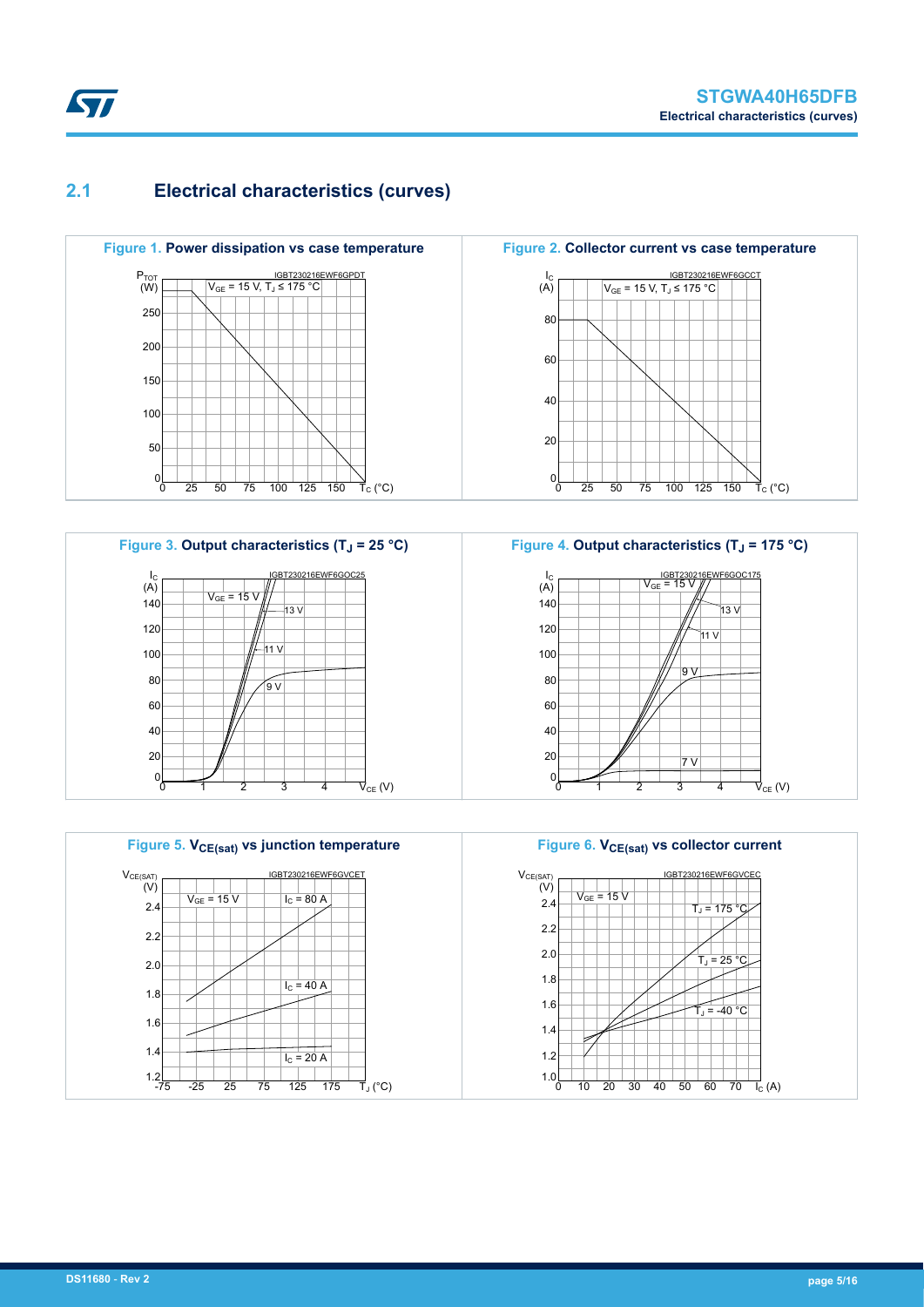## 2.1 Electrical characteristics (curves)

**Figure 1. Power dissipation vs case temperature**

IGBT230216EWF6GPDT

$P_{TOT}$ (W)

$V_{GE}$ = 15 V, $T_J$ ≤ 175 °C

0 50 100 150 200 250

0 25 50 75 100 125 150 $T_C$ (°C)

**Figure 2. Collector current vs case temperature**

IGBT230216EWF6GCCT

$I_C$ (A)

$V_{GE}$ = 15 V, $T_J$ ≤ 175 °C

0 20 40 60 80

0 25 50 75 100 125 150 $T_C$ (°C)

**Figure 3. Output characteristics ($T_J$ = 25 °C)**

IGBT230216EWF6GOC25

$I_C$ (A)

$V_{GE}$ = 15 V

13 V

11 V

9 V

0 20 40 60 80 100 120 140

0 1 2 3 4 $V_{CE}$ (V)

**Figure 4. Output characteristics ($T_J$ = 175 °C)**

IGBT230216EWF6GOC175

$I_C$ (A)

$V_{GE}$ = 15 V

13 V

11 V

9 V

7 V

0 20 40 60 80 100 120 140

0 1 2 3 4 $V_{CE}$ (V)

**Figure 5. $V_{CE(sat)}$ vs junction temperature**

IGBT230216EWF6GVCET

$V_{CE(SAT)}$ (V)

$V_{GE}$ = 15 V

$I_C$ = 80 A

$I_C$ = 40 A

$I_C$ = 20 A

1.2 1.4 1.6 1.8 2.0 2.2 2.4

-75 -25 25 75 125 175 $T_J$ (°C)

**Figure 6. $V_{CE(sat)}$ vs collector current**

IGBT230216EWF6GVCEC

$V_{CE(SAT)}$ (V)

$V_{GE}$ = 15 V

$T_J$ = 175 °C

$T_J$ = 25 °C

$T_J$ = -40 °C

1.0 1.2 1.4 1.6 1.8 2.0 2.2 2.4

0 10 20 30 40 50 60 70 $I_C$ (A)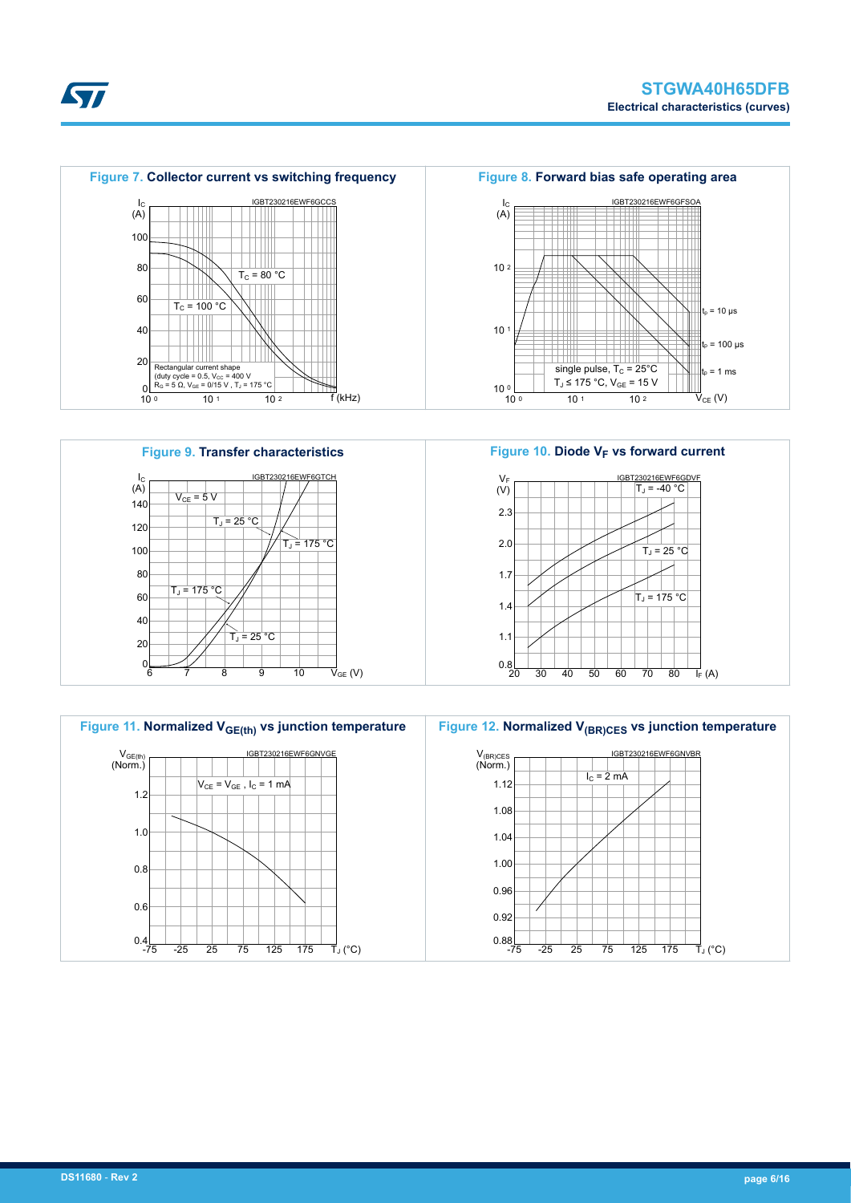**Figure 7. Collector current vs switching frequency**

IGBT230216EWF6GCCS

$I_C$ (A)

100
80
60
40
20
0

$T_C$ = 80 °C

$T_C$ = 100 °C

Rectangular current shape
(duty cycle = 0.5, $V_{CC}$ = 400 V
$R_G$ = 5 Ω, $V_{GE}$ = 0/15 V , $T_J$ = 175 °C

$10^0$ $10^1$ $10^2$ f (kHz)

**Figure 8. Forward bias safe operating area**

IGBT230216EWF6GFSOA

$I_C$ (A)

$10^2$
$10^1$
$10^0$

$t_p$ = 10 µs

$t_p$ = 100 µs

$t_p$ = 1 ms

single pulse, $T_C$ = 25°C
$T_J$ ≤ 175 °C, $V_{GE}$ = 15 V

$10^0$ $10^1$ $10^2$ $V_{CE}$ (V)

**Figure 9. Transfer characteristics**

IGBT230216EWF6GTCH

$I_C$ (A)

140
120
100
80
60
40
20
0

$V_{CE}$ = 5 V

$T_J$ = 25 °C

$T_J$ = 175 °C

$T_J$ = 175 °C

$T_J$ = 25 °C

6 7 8 9 10 $V_{GE}$ (V)

**Figure 10. Diode $V_F$ vs forward current**

IGBT230216EWF6GDVF

$V_F$ (V)

2.3
2.0
1.7
1.4
1.1
0.8

$T_J$ = -40 °C

$T_J$ = 25 °C

$T_J$ = 175 °C

20 30 40 50 60 70 80 $I_F$ (A)

**Figure 11. Normalized $V_{GE(th)}$ vs junction temperature**

IGBT230216EWF6GNVGE

$V_{GE(th)}$ (Norm.)

1.2
1.0
0.8
0.6
0.4

$V_{CE}$ = $V_{GE}$ , $I_C$ = 1 mA

-75 -25 25 75 125 175 $T_J$ (°C)

**Figure 12. Normalized $V_{(BR)CES}$ vs junction temperature**

IGBT230216EWF6GNVBR

$V_{(BR)CES}$ (Norm.)

1.12
1.08
1.04
1.00
0.96
0.92
0.88

$I_C$ = 2 mA

-75 -25 25 75 125 175 $T_J$ (°C)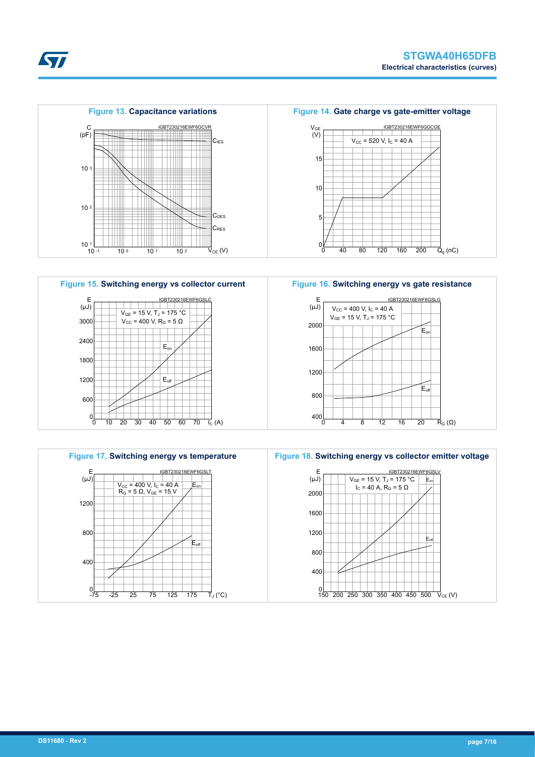**Figure 13. Capacitance variations**

C (pF)

IGBT230216EWF6GCVR

$C_{IES}$

$C_{OES}$

$C_{RES}$

$10^3$

$10^2$

$10^1$

$10^{-1}$ $10^0$ $10^1$ $10^2$ $V_{CE}$ (V)

**Figure 14. Gate charge vs gate-emitter voltage**

$V_{GE}$ (V)

IGBT230216EWF6GGCGE

$V_{CC}$ = 520 V, $I_C$ = 40 A

15

10

5

0

0 40 80 120 160 200 $Q_g$ (nC)

**Figure 15. Switching energy vs collector current**

E (μJ)

IGBT230216EWF6GSLC

$V_{GE}$ = 15 V, $T_J$ = 175 °C

$V_{CC}$ = 400 V, $R_G$ = 5 Ω

$E_{on}$

$E_{off}$

3000

2400

1800

1200

600

0

0 10 20 30 40 50 60 70 $I_C$ (A)

**Figure 16. Switching energy vs gate resistance**

E (μJ)

IGBT230216EWF6GSLG

$V_{CC}$ = 400 V, $I_C$ = 40 A

$V_{GE}$ = 15 V, $T_J$ = 175 °C

$E_{on}$

$E_{off}$

2000

1600

1200

800

400

0 4 8 12 16 20 $R_G$ (Ω)

**Figure 17. Switching energy vs temperature**

E (μJ)

IGBT230216EWF6GSLT

$V_{CC}$ = 400 V, $I_C$ = 40 A

$R_G$ = 5 Ω, $V_{GE}$ = 15 V

$E_{on}$

$E_{off}$

1200

800

400

0

-75 -25 25 75 125 175 $T_J$ (°C)

**Figure 18. Switching energy vs collector emitter voltage**

E (μJ)

IGBT230216EWF6GSLV

$V_{GE}$ = 15 V, $T_J$ = 175 °C

$I_C$ = 40 A, $R_G$ = 5 Ω

$E_{on}$

$E_{off}$

2000

1600

1200

800

400

0

150 200 250 300 350 400 450 500 $V_{CE}$ (V)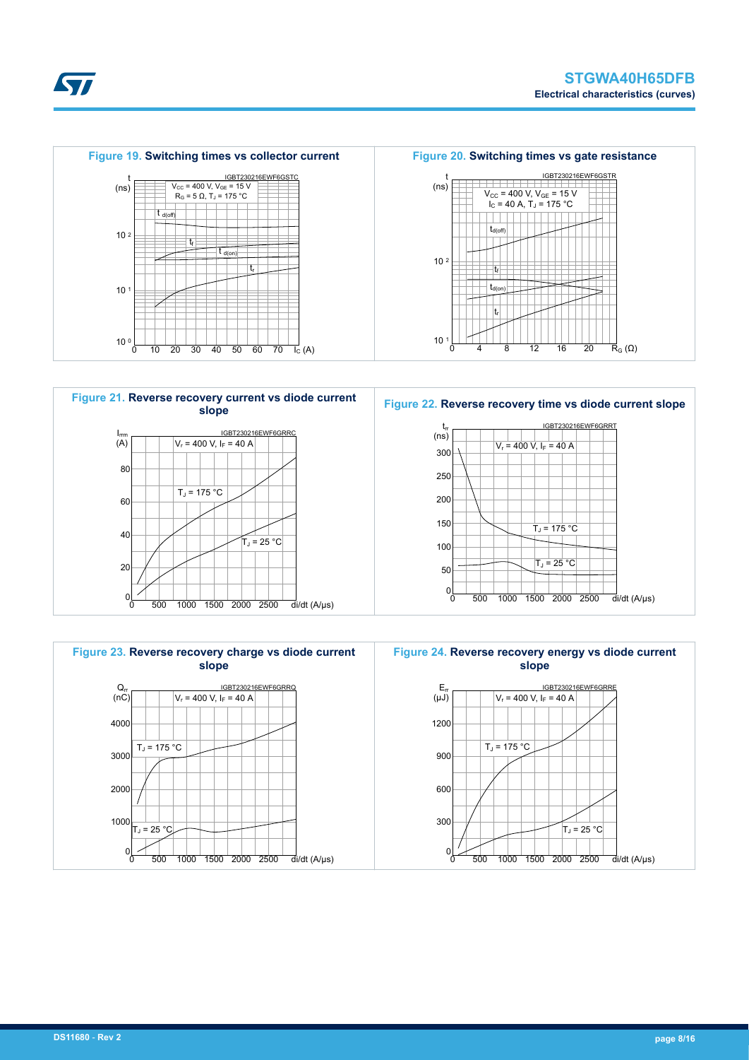**Figure 19. Switching times vs collector current**

IGBT230216EWF6GSTC

t (ns)

$V_{CC}$ = 400 V, $V_{GE}$ = 15 V

$R_G$ = 5 Ω, $T_J$ = 175 °C

$t_{d(off)}$

$t_f$

$t_{d(on)}$

$t_r$

$10^2$

$10^1$

$10^0$

0 10 20 30 40 50 60 70 $I_C$ (A)

**Figure 20. Switching times vs gate resistance**

IGBT230216EWF6GSTR

t (ns)

$V_{CC}$ = 400 V, $V_{GE}$ = 15 V

$I_C$ = 40 A, $T_J$ = 175 °C

$t_{d(off)}$

$t_f$

$t_{d(on)}$

$t_r$

$10^2$

$10^1$

0 4 8 12 16 20 $R_G$ (Ω)

**Figure 21. Reverse recovery current vs diode current slope**

IGBT230216EWF6GRRC

$I_{rrm}$ (A)

$V_r$ = 400 V, $I_F$ = 40 A

$T_J$ = 175 °C

$T_J$ = 25 °C

80

60

40

20

0

0 500 1000 1500 2000 2500 di/dt (A/µs)

**Figure 22. Reverse recovery time vs diode current slope**

IGBT230216EWF6GRRT

$t_{rr}$ (ns)

$V_r$ = 400 V, $I_F$ = 40 A

$T_J$ = 175 °C

$T_J$ = 25 °C

300

250

200

150

100

50

0

0 500 1000 1500 2000 2500 di/dt (A/µs)

**Figure 23. Reverse recovery charge vs diode current slope**

IGBT230216EWF6GRRQ

$Q_{rr}$ (nC)

$V_r$ = 400 V, $I_F$ = 40 A

$T_J$ = 175 °C

$T_J$ = 25 °C

4000

3000

2000

1000

0

0 500 1000 1500 2000 2500 di/dt (A/µs)

**Figure 24. Reverse recovery energy vs diode current slope**

IGBT230216EWF6GRRE

$E_{rr}$ (µJ)

$V_r$ = 400 V, $I_F$ = 40 A

$T_J$ = 175 °C

$T_J$ = 25 °C

1200

900

600

300

0

0 500 1000 1500 2000 2500 di/dt (A/µs)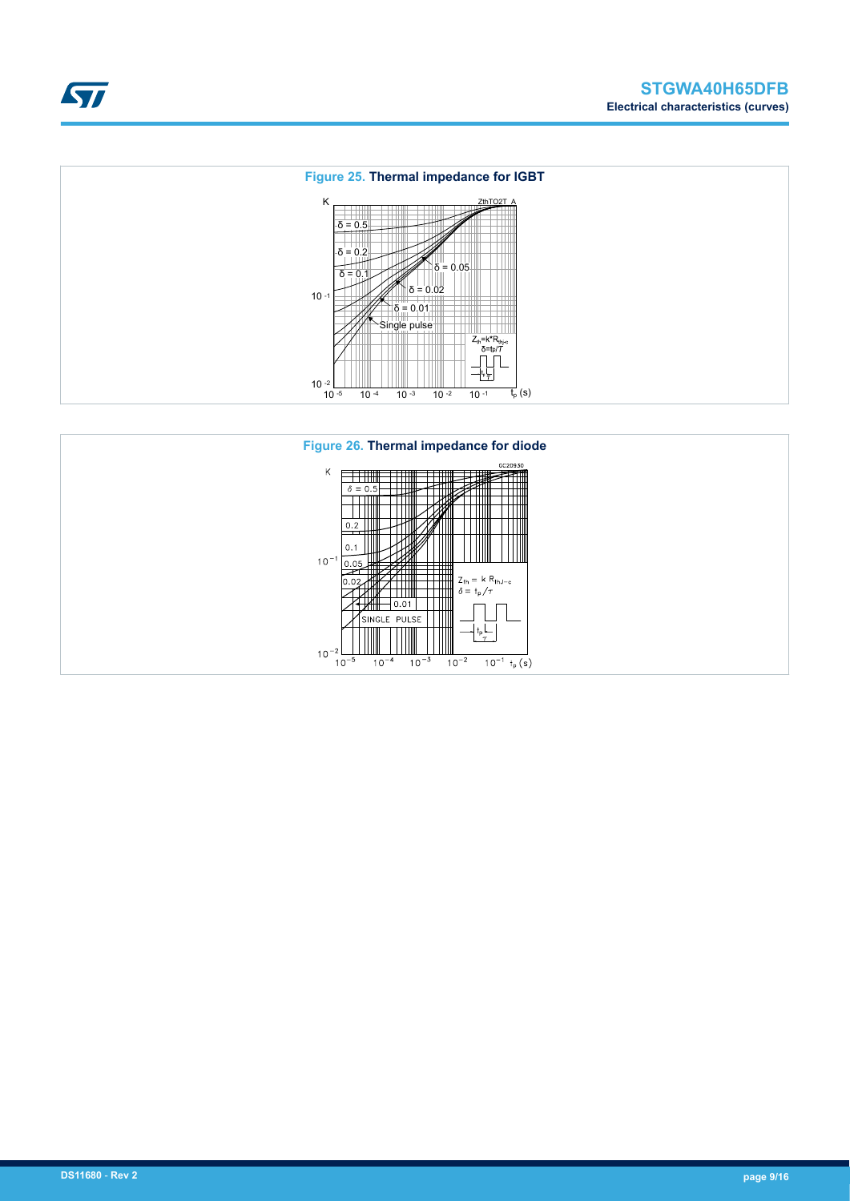Figure 25. **Thermal impedance for IGBT**

K

ZthTO2T_A

δ = 0.5

δ = 0.2

δ = 0.1

δ = 0.05

δ = 0.02

δ = 0.01

Single pulse

$Z_{th}=k*R_{thj-c}$

$\delta=t_p/T$

$10^{-1}$

$10^{-2}$

$10^{-5}$ $10^{-4}$ $10^{-3}$ $10^{-2}$ $10^{-1}$ $t_p$ (s)

Figure 26. **Thermal impedance for diode**

K

GC20930

$\delta$ = 0.5

0.2

0.1

0.05

0.02

0.01

SINGLE PULSE

$Z_{th} = k\ R_{thJ-c}$

$\delta = t_p/\tau$

$10^{-1}$

$10^{-2}$

$10^{-5}$ $10^{-4}$ $10^{-3}$ $10^{-2}$ $10^{-1}$ $t_p$ (s)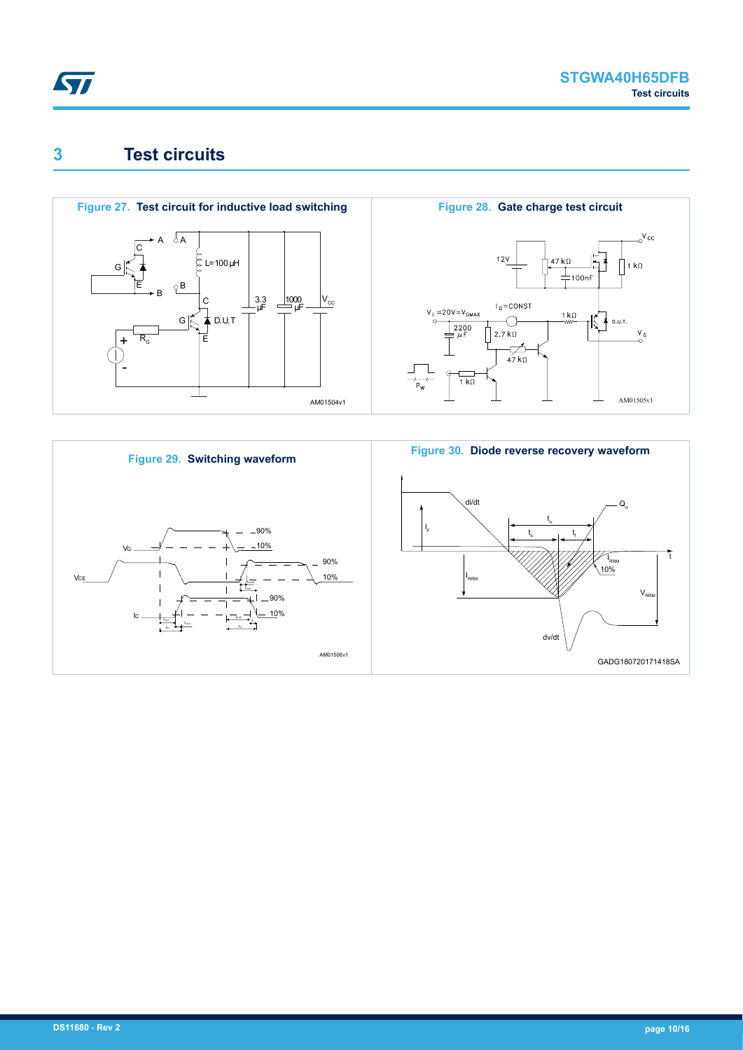# 3 Test circuits

**Figure 27. Test circuit for inductive load switching**

A
A
C
G
E
B
B
L=100 µH
C
G
D.U.T
E
$R_G$
+
-
3.3 µF
1000 µF
$V_{CC}$
AM01504v1

**Figure 28. Gate charge test circuit**

$V_{CC}$
12V
47 kΩ
100nF
1 kΩ
$I_G$=CONST
$V_I$ =20V=$V_{GMAX}$
2200 µF
2.7 kΩ
1 kΩ
D.U.T.
$V_G$
47 kΩ
1 kΩ
$P_W$
AM01505v1

**Figure 29. Switching waveform**

90%
10%
$V_G$
$V_{CE}$
90%
10%
90%
10%
$I_C$
AM01506v1

**Figure 30. Diode reverse recovery waveform**

di/dt
$I_F$
$t_{rr}$
$t_a$
$t_b$
$Q_{rr}$
t
$I_{RRM}$
$I_{RRM}$
10%
$V_{RRM}$
dv/dt
GADG180720171418SA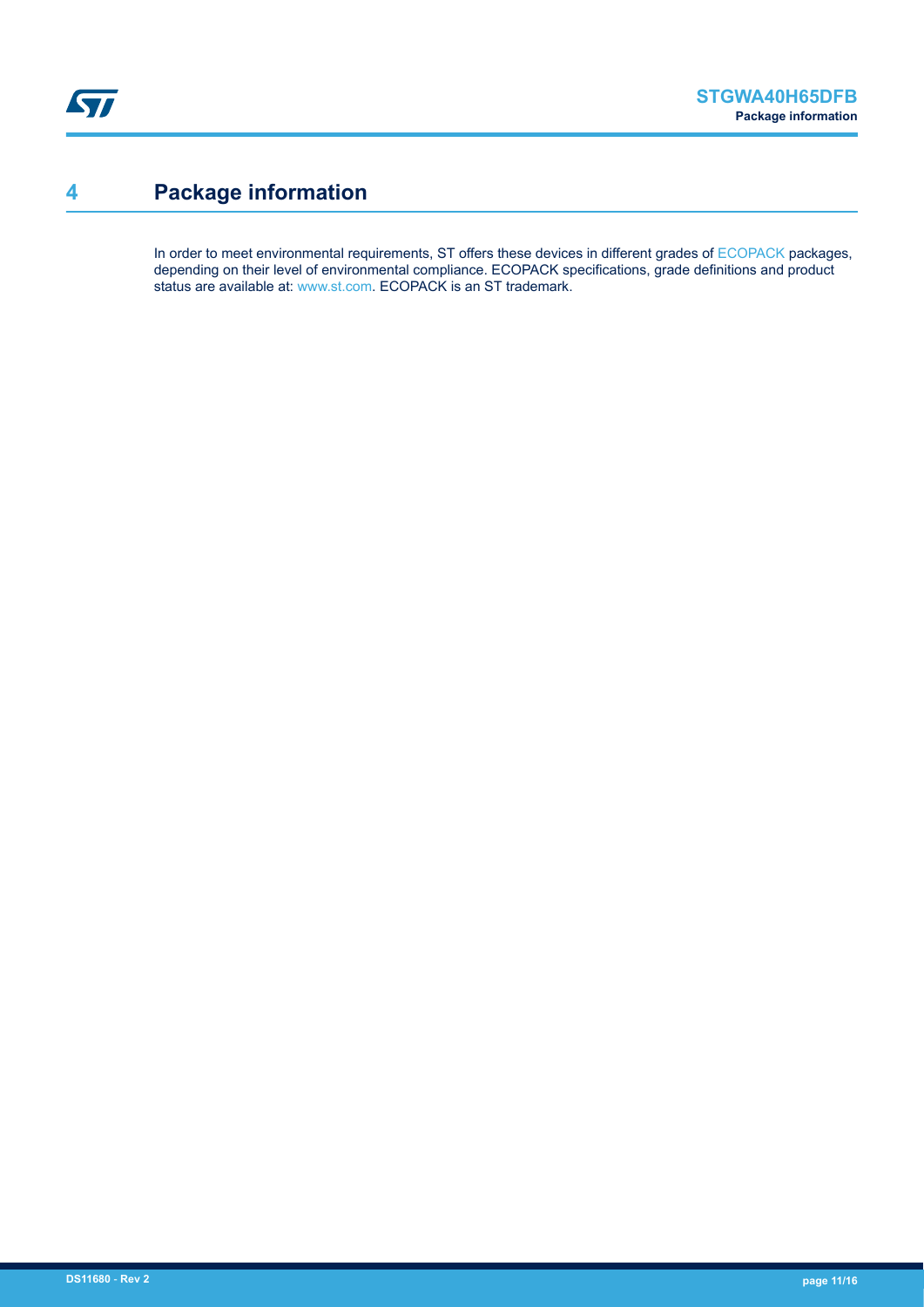# 4 Package information

In order to meet environmental requirements, ST offers these devices in different grades of ECOPACK packages, depending on their level of environmental compliance. ECOPACK specifications, grade definitions and product status are available at: www.st.com. ECOPACK is an ST trademark.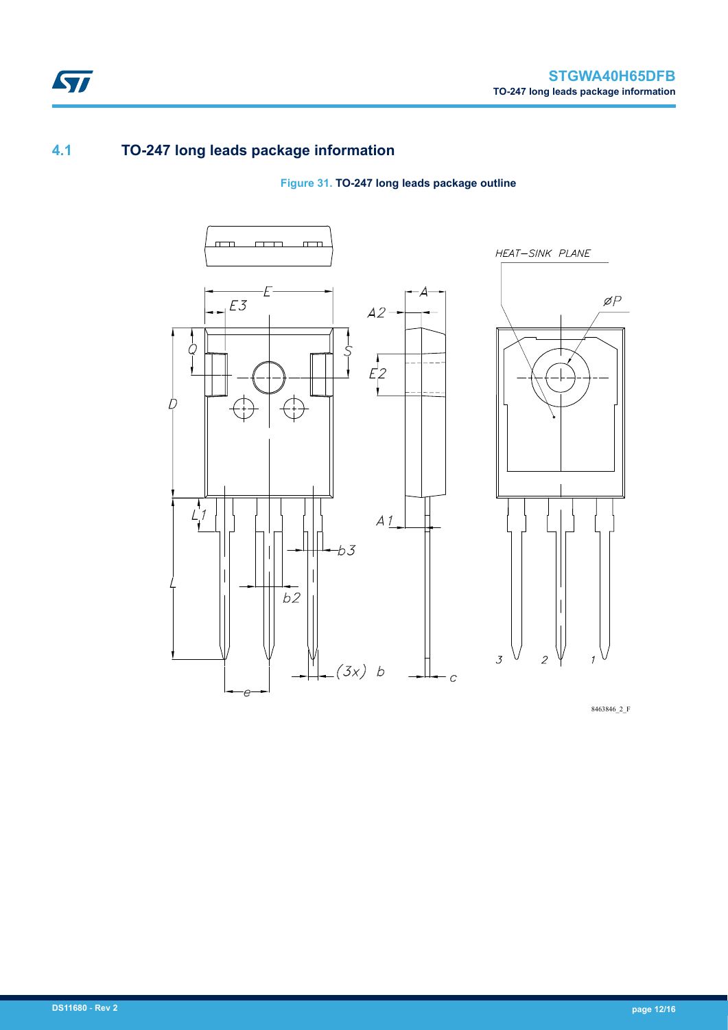## 4.1 TO-247 long leads package information

**Figure 31.** TO-247 long leads package outline

HEAT–SINK PLANE

E

E3

A

A2

ØP

Q

S

D

E2

L1

A1

b3

L

b2

(3x) b

c

e

3 2 1

8463846_2_F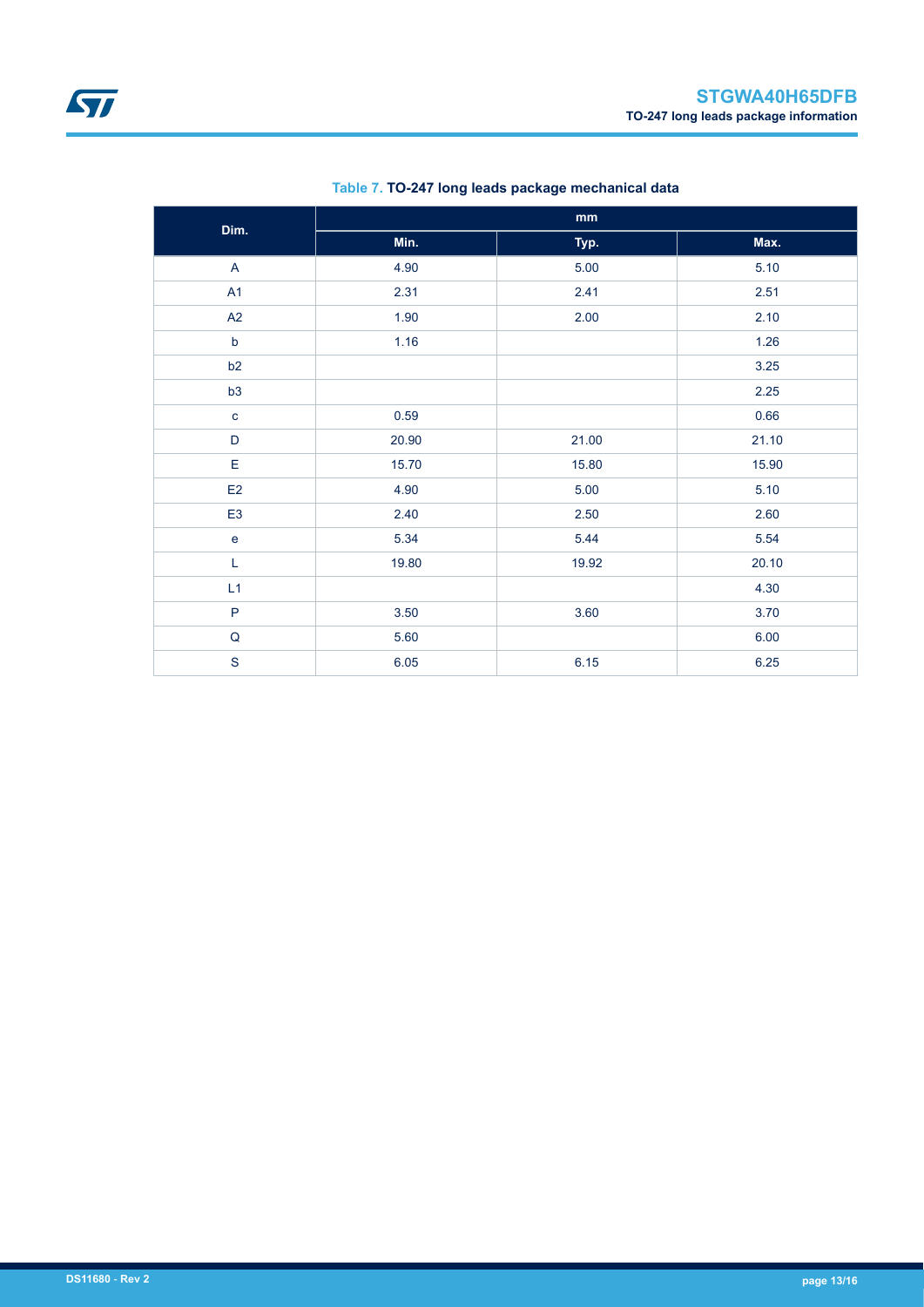Table 7. **TO-247 long leads package mechanical data**

| Dim. | mm | | |
|---|---|---|---|
| | Min. | Typ. | Max. |
| A | 4.90 | 5.00 | 5.10 |
| A1 | 2.31 | 2.41 | 2.51 |
| A2 | 1.90 | 2.00 | 2.10 |
| b | 1.16 | | 1.26 |
| b2 | | | 3.25 |
| b3 | | | 2.25 |
| c | 0.59 | | 0.66 |
| D | 20.90 | 21.00 | 21.10 |
| E | 15.70 | 15.80 | 15.90 |
| E2 | 4.90 | 5.00 | 5.10 |
| E3 | 2.40 | 2.50 | 2.60 |
| e | 5.34 | 5.44 | 5.54 |
| L | 19.80 | 19.92 | 20.10 |
| L1 | | | 4.30 |
| P | 3.50 | 3.60 | 3.70 |
| Q | 5.60 | | 6.00 |
| S | 6.05 | 6.15 | 6.25 |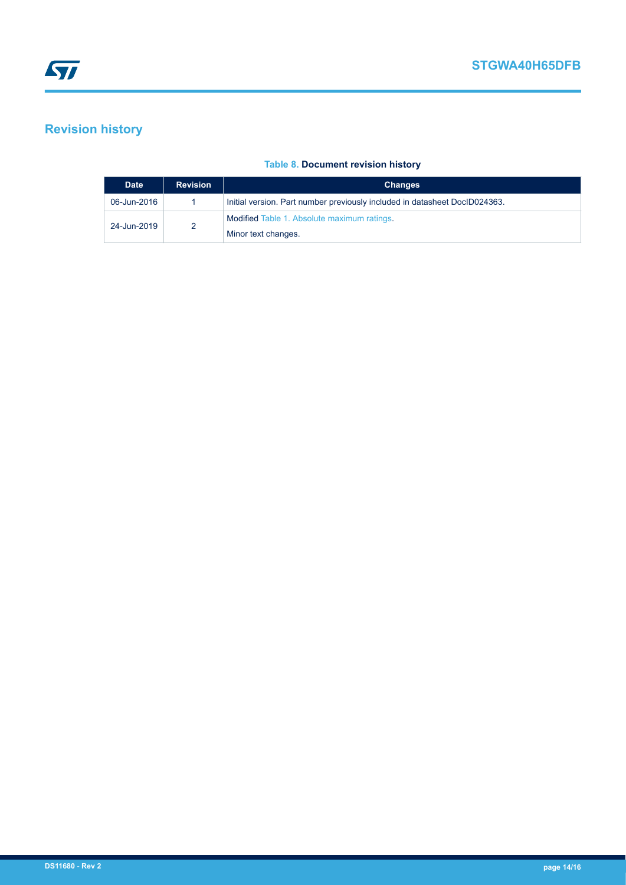## Revision history

**Table 8. Document revision history**

| Date | Revision | Changes |
|---|---|---|
| 06-Jun-2016 | 1 | Initial version. Part number previously included in datasheet DocID024363. |
| 24-Jun-2019 | 2 | Modified Table 1. Absolute maximum ratings.<br>Minor text changes. |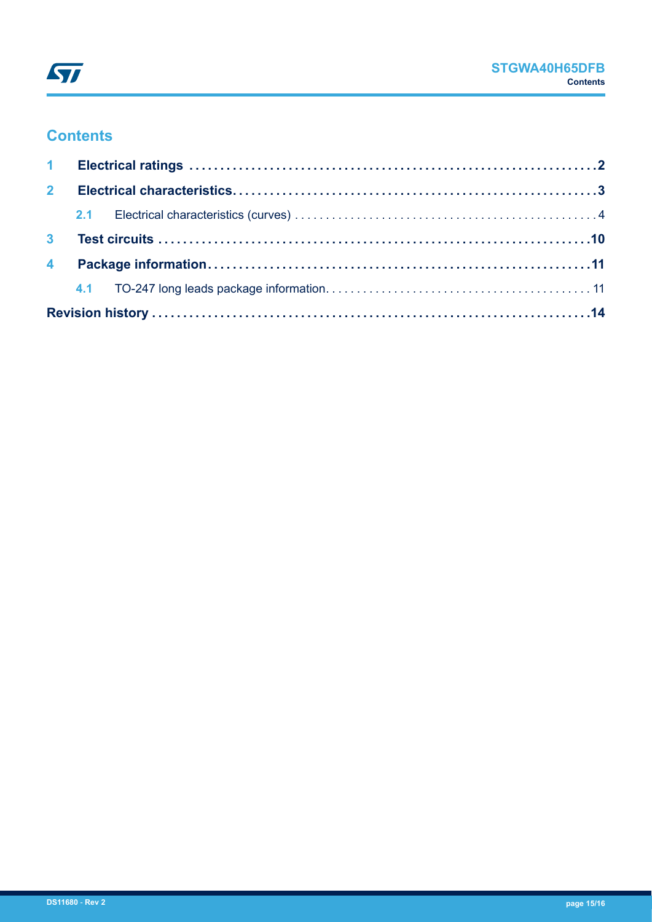## Contents

**1 Electrical ratings** .......... **2**

**2 Electrical characteristics** .......... **3**

2.1 Electrical characteristics (curves) .......... 4

**3 Test circuits** .......... **10**

**4 Package information** .......... **11**

4.1 TO-247 long leads package information .......... 11

**Revision history** .......... **14**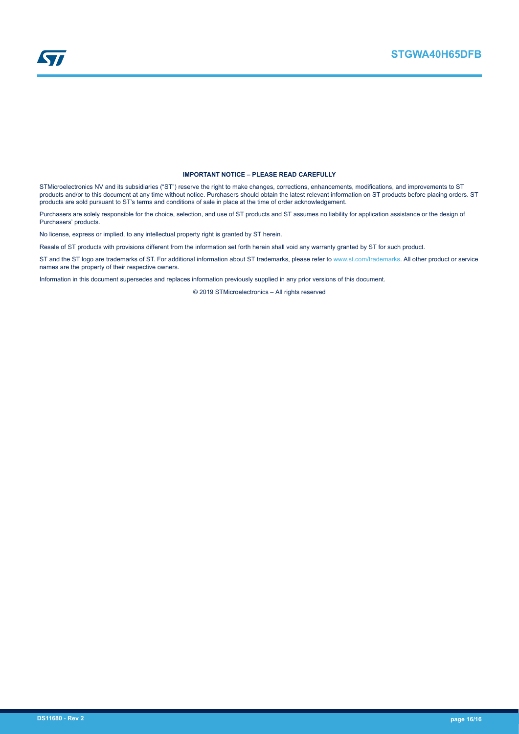**IMPORTANT NOTICE – PLEASE READ CAREFULLY**

STMicroelectronics NV and its subsidiaries ("ST") reserve the right to make changes, corrections, enhancements, modifications, and improvements to ST products and/or to this document at any time without notice. Purchasers should obtain the latest relevant information on ST products before placing orders. ST products are sold pursuant to ST's terms and conditions of sale in place at the time of order acknowledgement.

Purchasers are solely responsible for the choice, selection, and use of ST products and ST assumes no liability for application assistance or the design of Purchasers' products.

No license, express or implied, to any intellectual property right is granted by ST herein.

Resale of ST products with provisions different from the information set forth herein shall void any warranty granted by ST for such product.

ST and the ST logo are trademarks of ST. For additional information about ST trademarks, please refer to www.st.com/trademarks. All other product or service names are the property of their respective owners.

Information in this document supersedes and replaces information previously supplied in any prior versions of this document.

© 2019 STMicroelectronics – All rights reserved